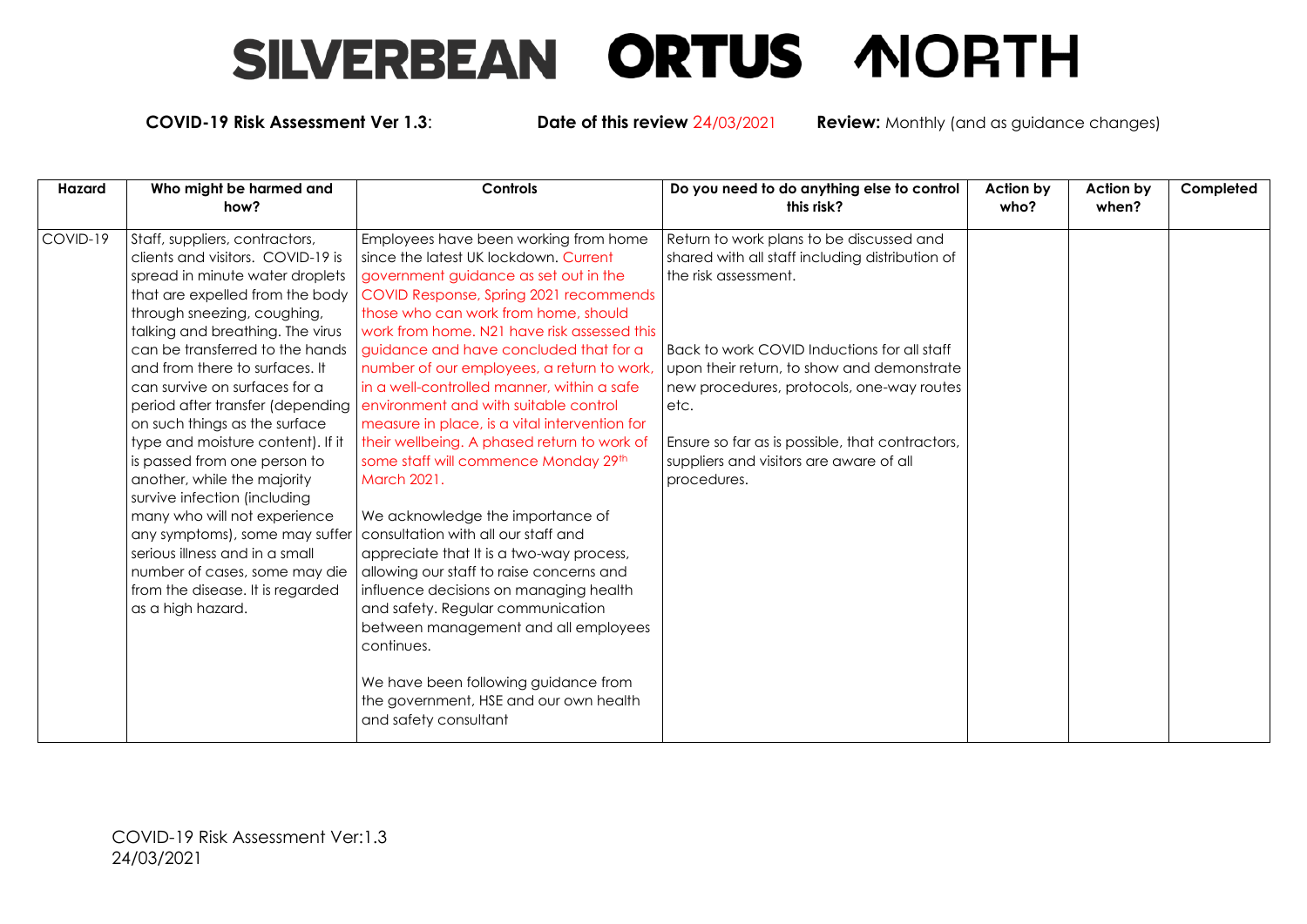# SILVERBEAN ORTUS NORTH

**COVID-19 Risk Assessment Ver 1.3**: **Date of this review** 24/03/2021 **Review:** Monthly (and as guidance changes)

| Hazard | Who might be harmed and how? | Controls | Do you need to do anything else to control this risk? | Action by who? | Action by when? | Completed |
|---|---|---|---|---|---|---|
| COVID-19 | Staff, suppliers, contractors, clients and visitors. COVID-19 is spread in minute water droplets that are expelled from the body through sneezing, coughing, talking and breathing. The virus can be transferred to the hands and from there to surfaces. It can survive on surfaces for a period after transfer (depending on such things as the surface type and moisture content). If it is passed from one person to another, while the majority survive infection (including many who will not experience any symptoms), some may suffer serious illness and in a small number of cases, some may die from the disease. It is regarded as a high hazard. | Employees have been working from home since the latest UK lockdown. Current government guidance as set out in the COVID Response, Spring 2021 recommends those who can work from home, should work from home. N21 have risk assessed this guidance and have concluded that for a number of our employees, a return to work, in a well-controlled manner, within a safe environment and with suitable control measure in place, is a vital intervention for their wellbeing. A phased return to work of some staff will commence Monday 29th March 2021.<br><br>We acknowledge the importance of consultation with all our staff and appreciate that It is a two-way process, allowing our staff to raise concerns and influence decisions on managing health and safety. Regular communication between management and all employees continues.<br><br>We have been following guidance from the government, HSE and our own health and safety consultant | Return to work plans to be discussed and shared with all staff including distribution of the risk assessment.<br><br>Back to work COVID Inductions for all staff upon their return, to show and demonstrate new procedures, protocols, one-way routes etc.<br><br>Ensure so far as is possible, that contractors, suppliers and visitors are aware of all procedures. | | | |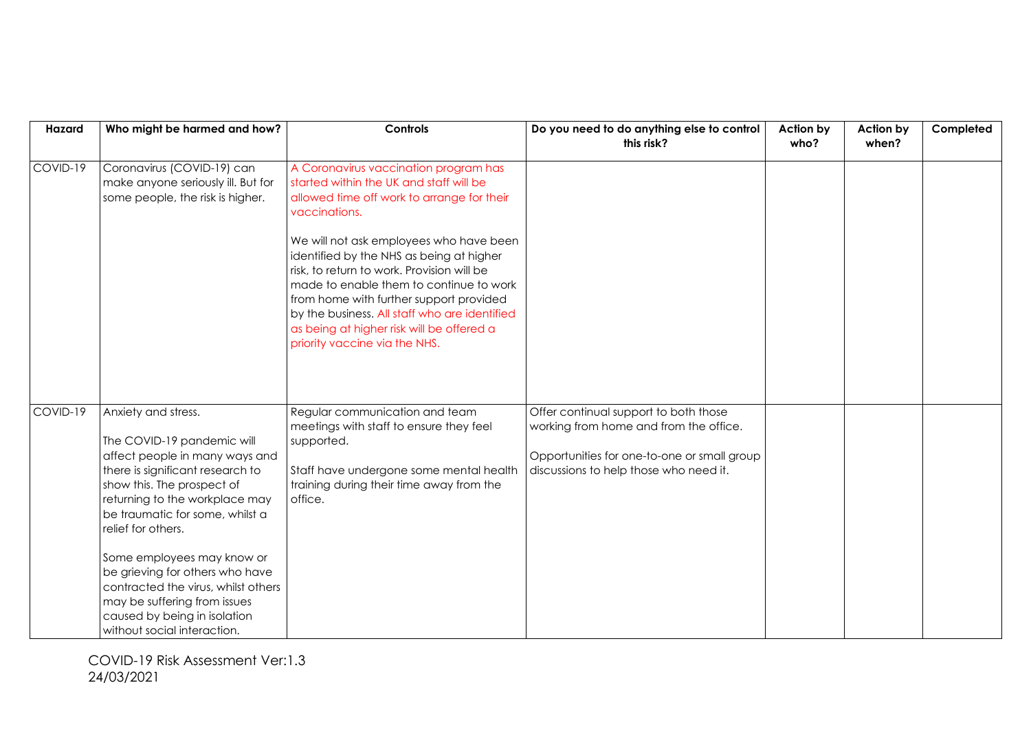| Hazard | Who might be harmed and how? | Controls | Do you need to do anything else to control this risk? | Action by who? | Action by when? | Completed |
|---|---|---|---|---|---|---|
| COVID-19 | Coronavirus (COVID-19) can make anyone seriously ill. But for some people, the risk is higher. | A Coronavirus vaccination program has started within the UK and staff will be allowed time off work to arrange for their vaccinations.<br><br>We will not ask employees who have been identified by the NHS as being at higher risk, to return to work. Provision will be made to enable them to continue to work from home with further support provided by the business. All staff who are identified as being at higher risk will be offered a priority vaccine via the NHS. | | | | |
| COVID-19 | Anxiety and stress.<br><br>The COVID-19 pandemic will affect people in many ways and there is significant research to show this. The prospect of returning to the workplace may be traumatic for some, whilst a relief for others.<br><br>Some employees may know or be grieving for others who have contracted the virus, whilst others may be suffering from issues caused by being in isolation without social interaction. | Regular communication and team meetings with staff to ensure they feel supported.<br><br>Staff have undergone some mental health training during their time away from the office. | Offer continual support to both those working from home and from the office.<br><br>Opportunities for one-to-one or small group discussions to help those who need it. | | | |

COVID-19 Risk Assessment Ver:1.3
24/03/2021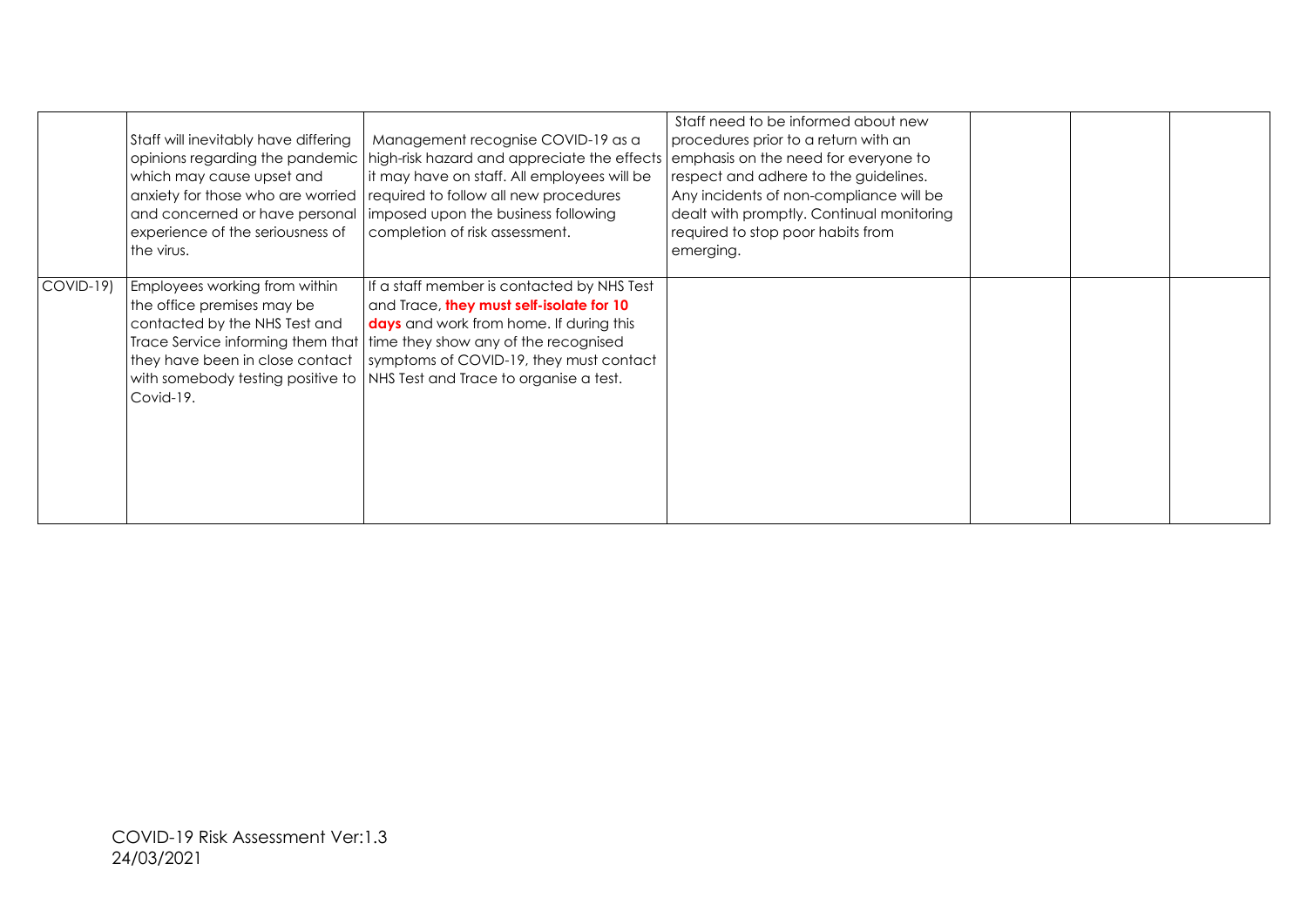| | | | | | | |
|---|---|---|---|---|---|---|
| | Staff will inevitably have differing opinions regarding the pandemic which may cause upset and anxiety for those who are worried and concerned or have personal experience of the seriousness of the virus. | Management recognise COVID-19 as a high-risk hazard and appreciate the effects it may have on staff. All employees will be required to follow all new procedures imposed upon the business following completion of risk assessment. | Staff need to be informed about new procedures prior to a return with an emphasis on the need for everyone to respect and adhere to the guidelines. Any incidents of non-compliance will be dealt with promptly. Continual monitoring required to stop poor habits from emerging. | | | |
| COVID-19) | Employees working from within the office premises may be contacted by the NHS Test and Trace Service informing them that they have been in close contact with somebody testing positive to Covid-19. | If a staff member is contacted by NHS Test and Trace, **they must self-isolate for 10 days** and work from home. If during this time they show any of the recognised symptoms of COVID-19, they must contact NHS Test and Trace to organise a test. | | | | |

COVID-19 Risk Assessment Ver:1.3
24/03/2021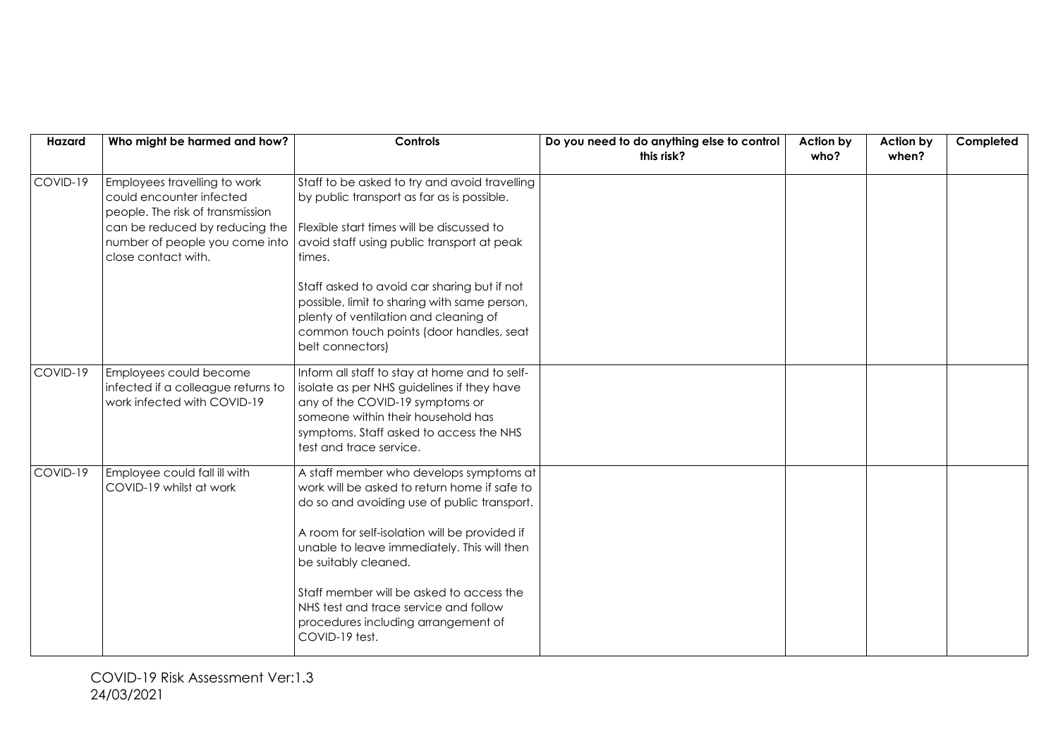| Hazard | Who might be harmed and how? | Controls | Do you need to do anything else to control this risk? | Action by who? | Action by when? | Completed |
|---|---|---|---|---|---|---|
| COVID-19 | Employees travelling to work could encounter infected people. The risk of transmission can be reduced by reducing the number of people you come into close contact with. | Staff to be asked to try and avoid travelling by public transport as far as is possible.<br><br>Flexible start times will be discussed to avoid staff using public transport at peak times.<br><br>Staff asked to avoid car sharing but if not possible, limit to sharing with same person, plenty of ventilation and cleaning of common touch points (door handles, seat belt connectors) | | | | |
| COVID-19 | Employees could become infected if a colleague returns to work infected with COVID-19 | Inform all staff to stay at home and to self-isolate as per NHS guidelines if they have any of the COVID-19 symptoms or someone within their household has symptoms. Staff asked to access the NHS test and trace service. | | | | |
| COVID-19 | Employee could fall ill with COVID-19 whilst at work | A staff member who develops symptoms at work will be asked to return home if safe to do so and avoiding use of public transport.<br><br>A room for self-isolation will be provided if unable to leave immediately. This will then be suitably cleaned.<br><br>Staff member will be asked to access the NHS test and trace service and follow procedures including arrangement of COVID-19 test. | | | | |

COVID-19 Risk Assessment Ver:1.3
24/03/2021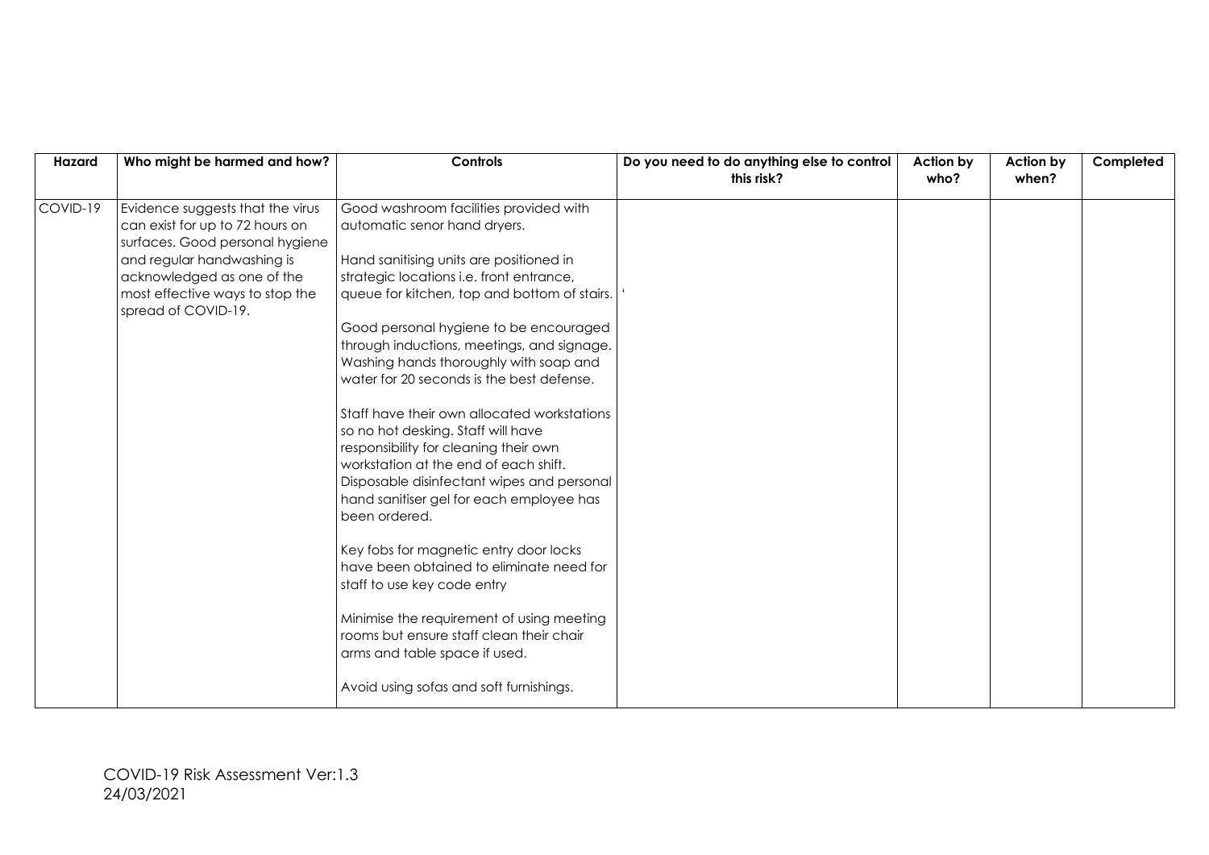| Hazard | Who might be harmed and how? | Controls | Do you need to do anything else to control this risk? | Action by who? | Action by when? | Completed |
|---|---|---|---|---|---|---|
| COVID-19 | Evidence suggests that the virus can exist for up to 72 hours on surfaces. Good personal hygiene and regular handwashing is acknowledged as one of the most effective ways to stop the spread of COVID-19. | Good washroom facilities provided with automatic senor hand dryers.<br><br>Hand sanitising units are positioned in strategic locations i.e. front entrance, queue for kitchen, top and bottom of stairs.<br><br>Good personal hygiene to be encouraged through inductions, meetings, and signage. Washing hands thoroughly with soap and water for 20 seconds is the best defense.<br><br>Staff have their own allocated workstations so no hot desking. Staff will have responsibility for cleaning their own workstation at the end of each shift. Disposable disinfectant wipes and personal hand sanitiser gel for each employee has been ordered.<br><br>Key fobs for magnetic entry door locks have been obtained to eliminate need for staff to use key code entry<br><br>Minimise the requirement of using meeting rooms but ensure staff clean their chair arms and table space if used.<br><br>Avoid using sofas and soft furnishings. | ' | | | |

COVID-19 Risk Assessment Ver:1.3
24/03/2021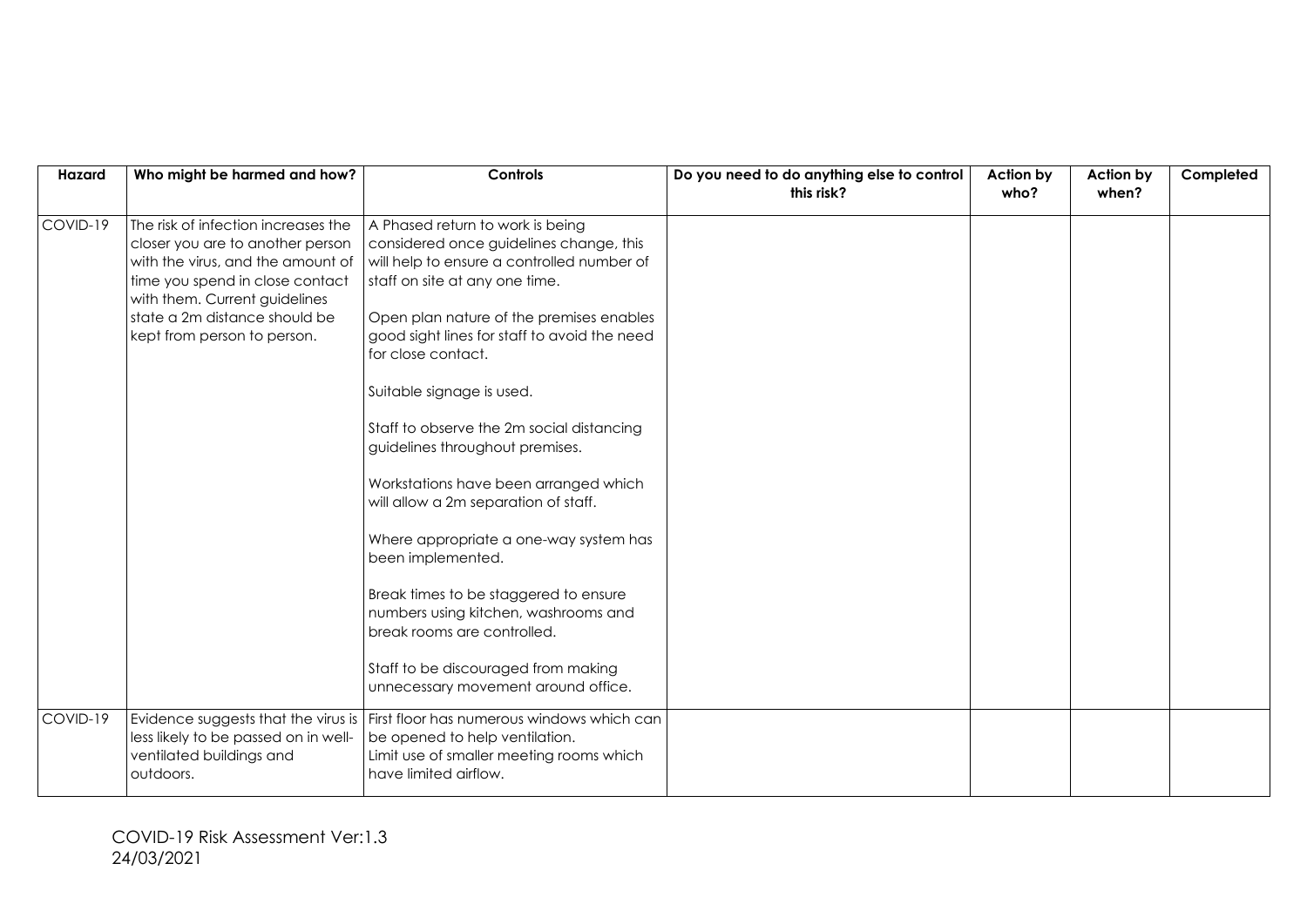| Hazard | Who might be harmed and how? | Controls | Do you need to do anything else to control this risk? | Action by who? | Action by when? | Completed |
|---|---|---|---|---|---|---|
| COVID-19 | The risk of infection increases the closer you are to another person with the virus, and the amount of time you spend in close contact with them. Current guidelines state a 2m distance should be kept from person to person. | A Phased return to work is being considered once guidelines change, this will help to ensure a controlled number of staff on site at any one time.<br><br>Open plan nature of the premises enables good sight lines for staff to avoid the need for close contact.<br><br>Suitable signage is used.<br><br>Staff to observe the 2m social distancing guidelines throughout premises.<br><br>Workstations have been arranged which will allow a 2m separation of staff.<br><br>Where appropriate a one-way system has been implemented.<br><br>Break times to be staggered to ensure numbers using kitchen, washrooms and break rooms are controlled.<br><br>Staff to be discouraged from making unnecessary movement around office. | | | | |
| COVID-19 | Evidence suggests that the virus is less likely to be passed on in well-ventilated buildings and outdoors. | First floor has numerous windows which can be opened to help ventilation.<br>Limit use of smaller meeting rooms which have limited airflow. | | | | |

COVID-19 Risk Assessment Ver:1.3
24/03/2021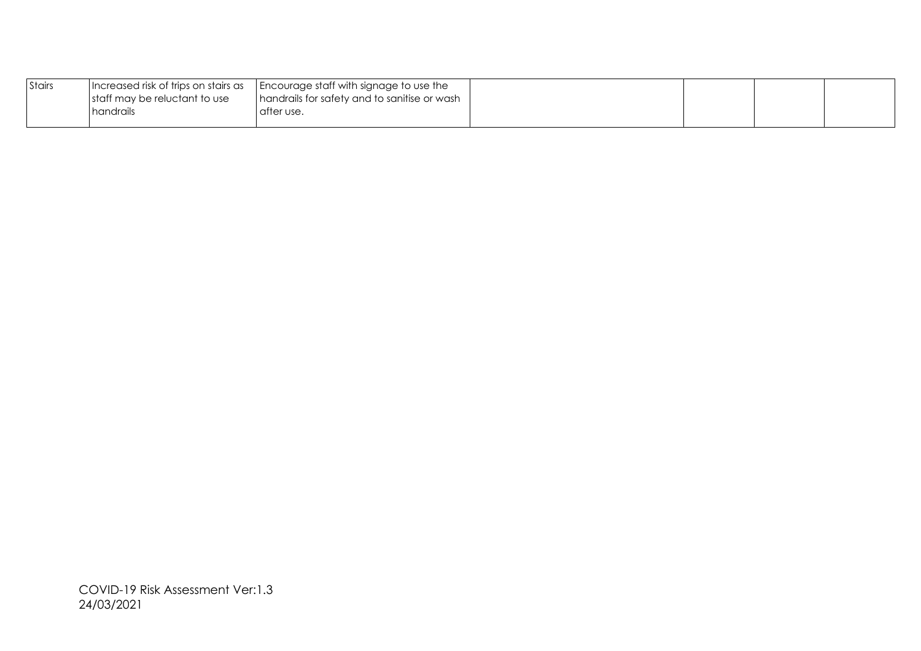| | | | | | | |
|---|---|---|---|---|---|---|
| Stairs | Increased risk of trips on stairs as staff may be reluctant to use handrails | Encourage staff with signage to use the handrails for safety and to sanitise or wash after use. | | | | |

COVID-19 Risk Assessment Ver:1.3
24/03/2021